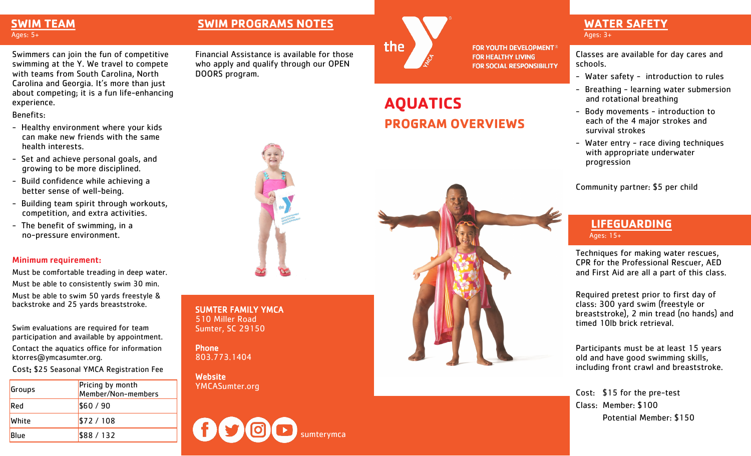## SWIM TEAM

Ages: 5+

Swimmers can join the fun of competitive swimming at the Y. We travel to compete with teams from South Carolina, North Carolina and Georgia. It's more than just about competing; it is a fun life-enhancing experience.

Benefits:

- Healthy environment where your kids can make new friends with the same health interests.
- Set and achieve personal goals, and growing to be more disciplined.
- Build confidence while achieving a better sense of well-being.
- Building team spirit through workouts, competition, and extra activities.
- The benefit of swimming, in a no-pressure environment.

**Minimum requirement:**

Must be comfortable treading in deep water.

Must be able to consistently swim 30 min.

Must be able to swim 50 yards freestyle & backstroke and 25 yards breaststroke.

Swim evaluations are required for team participation and available by appointment.

Contact the aquatics office for information ktorres@ymcasumter.org.

Cost: $25 Seasonal YMCA Registration Fee

| Groups | Pricing by month Member/Non-members |
|---|---|
| Red | $60 / 90 |
| White | $72 / 108 |
| Blue | $88 / 132 |

## SWIM PROGRAMS NOTES

Financial Assistance is available for those who apply and qualify through our OPEN DOORS program.

**SUMTER FAMILY YMCA**
510 Miller Road
Sumter, SC 29150

**Phone**
803.773.1404

**Website**
YMCASumter.org

sumterymca

the Y

FOR YOUTH DEVELOPMENT®
FOR HEALTHY LIVING
FOR SOCIAL RESPONSIBILITY

# AQUATICS

## PROGRAM OVERVIEWS

## WATER SAFETY

Ages: 3+

Classes are available for day cares and schools.

- Water safety - introduction to rules
- Breathing - learning water submersion and rotational breathing
- Body movements - introduction to each of the 4 major strokes and survival strokes
- Water entry - race diving techniques with appropriate underwater progression

Community partner: $5 per child

## LIFEGUARDING

Ages: 15+

Techniques for making water rescues, CPR for the Professional Rescuer, AED and First Aid are all a part of this class.

Required pretest prior to first day of class: 300 yard swim (freestyle or breaststroke), 2 min tread (no hands) and timed 10lb brick retrieval.

Participants must be at least 15 years old and have good swimming skills, including front crawl and breaststroke.

Cost: $15 for the pre-test

Class: Member: $100

Potential Member: $150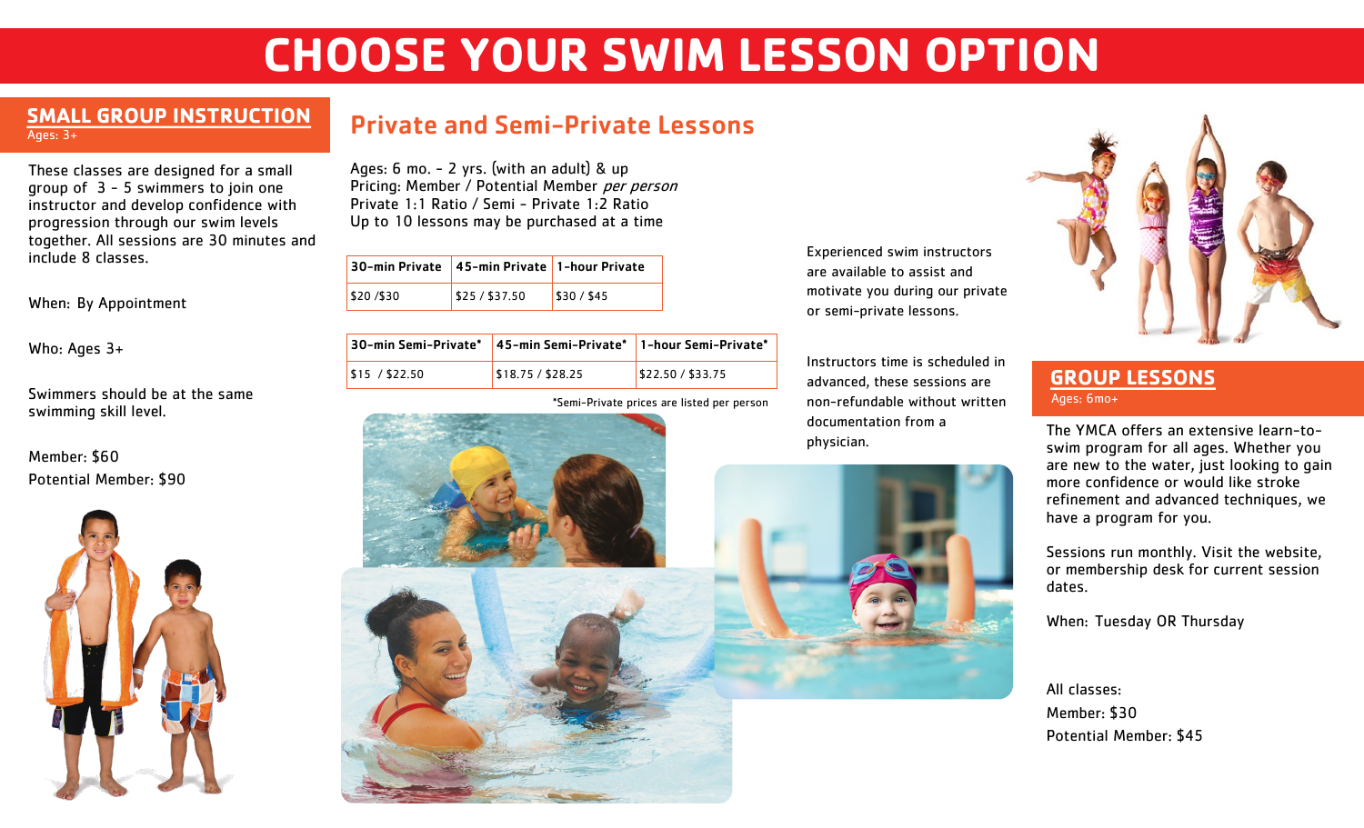# CHOOSE YOUR SWIM LESSON OPTION

## SMALL GROUP INSTRUCTION

Ages: 3+

These classes are designed for a small group of 3 - 5 swimmers to join one instructor and develop confidence with progression through our swim levels together. All sessions are 30 minutes and include 8 classes.

When: By Appointment

Who: Ages 3+

Swimmers should be at the same swimming skill level.

Member: $60
Potential Member: $90

## Private and Semi-Private Lessons

Ages: 6 mo. - 2 yrs. (with an adult) & up
Pricing: Member / Potential Member *per person*
Private 1:1 Ratio / Semi - Private 1:2 Ratio
Up to 10 lessons may be purchased at a time

| 30-min Private | 45-min Private | 1-hour Private |
|---|---|---|
| $20 /$30 | $25 / $37.50 | $30 / $45 |

| 30-min Semi-Private* | 45-min Semi-Private* | 1-hour Semi-Private* |
|---|---|---|
| $15 / $22.50 | $18.75 / $28.25 | $22.50 / $33.75 |

*Semi-Private prices are listed per person

Experienced swim instructors are available to assist and motivate you during our private or semi-private lessons.

Instructors time is scheduled in advanced, these sessions are non-refundable without written documentation from a physician.

## GROUP LESSONS

Ages: 6mo+

The YMCA offers an extensive learn-to-swim program for all ages. Whether you are new to the water, just looking to gain more confidence or would like stroke refinement and advanced techniques, we have a program for you.

Sessions run monthly. Visit the website, or membership desk for current session dates.

When: Tuesday OR Thursday

All classes:
Member: $30
Potential Member: $45